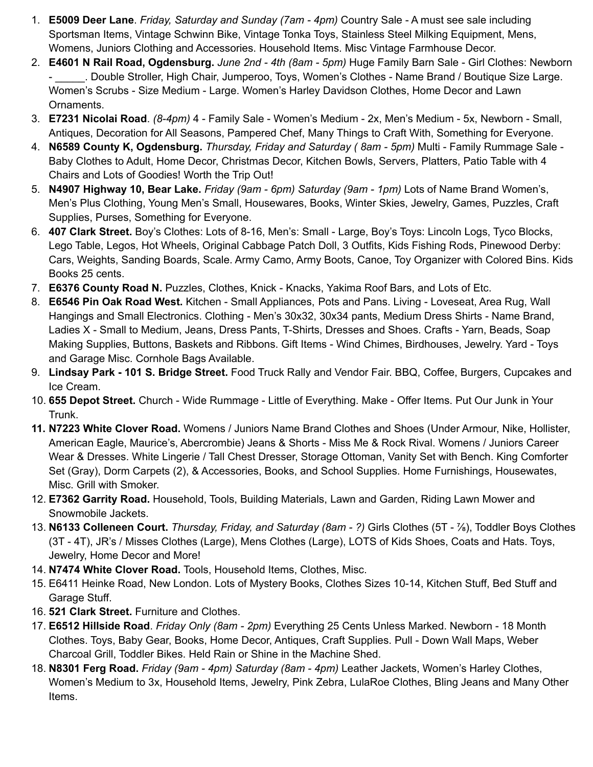1. **E5009 Deer Lane**. *Friday, Saturday and Sunday (7am - 4pm)* Country Sale - A must see sale including Sportsman Items, Vintage Schwinn Bike, Vintage Tonka Toys, Stainless Steel Milking Equipment, Mens, Womens, Juniors Clothing and Accessories. Household Items. Misc Vintage Farmhouse Decor.
2. **E4601 N Rail Road, Ogdensburg.** *June 2nd - 4th (8am - 5pm)* Huge Family Barn Sale - Girl Clothes: Newborn - _____. Double Stroller, High Chair, Jumperoo, Toys, Women's Clothes - Name Brand / Boutique Size Large. Women's Scrubs - Size Medium - Large. Women's Harley Davidson Clothes, Home Decor and Lawn Ornaments.
3. **E7231 Nicolai Road**. *(8-4pm)* 4 - Family Sale - Women's Medium - 2x, Men's Medium - 5x, Newborn - Small, Antiques, Decoration for All Seasons, Pampered Chef, Many Things to Craft With, Something for Everyone.
4. **N6589 County K, Ogdensburg.** *Thursday, Friday and Saturday ( 8am - 5pm)* Multi - Family Rummage Sale - Baby Clothes to Adult, Home Decor, Christmas Decor, Kitchen Bowls, Servers, Platters, Patio Table with 4 Chairs and Lots of Goodies! Worth the Trip Out!
5. **N4907 Highway 10, Bear Lake.** *Friday (9am - 6pm) Saturday (9am - 1pm)* Lots of Name Brand Women's, Men's Plus Clothing, Young Men's Small, Housewares, Books, Winter Skies, Jewelry, Games, Puzzles, Craft Supplies, Purses, Something for Everyone.
6. **407 Clark Street.** Boy's Clothes: Lots of 8-16, Men's: Small - Large, Boy's Toys: Lincoln Logs, Tyco Blocks, Lego Table, Legos, Hot Wheels, Original Cabbage Patch Doll, 3 Outfits, Kids Fishing Rods, Pinewood Derby: Cars, Weights, Sanding Boards, Scale. Army Camo, Army Boots, Canoe, Toy Organizer with Colored Bins. Kids Books 25 cents.
7. **E6376 County Road N.** Puzzles, Clothes, Knick - Knacks, Yakima Roof Bars, and Lots of Etc.
8. **E6546 Pin Oak Road West.** Kitchen - Small Appliances, Pots and Pans. Living - Loveseat, Area Rug, Wall Hangings and Small Electronics. Clothing - Men's 30x32, 30x34 pants, Medium Dress Shirts - Name Brand, Ladies X - Small to Medium, Jeans, Dress Pants, T-Shirts, Dresses and Shoes. Crafts - Yarn, Beads, Soap Making Supplies, Buttons, Baskets and Ribbons. Gift Items - Wind Chimes, Birdhouses, Jewelry. Yard - Toys and Garage Misc. Cornhole Bags Available.
9. **Lindsay Park - 101 S. Bridge Street.** Food Truck Rally and Vendor Fair. BBQ, Coffee, Burgers, Cupcakes and Ice Cream.
10. **655 Depot Street.** Church - Wide Rummage - Little of Everything. Make - Offer Items. Put Our Junk in Your Trunk.
11. **N7223 White Clover Road.** Womens / Juniors Name Brand Clothes and Shoes (Under Armour, Nike, Hollister, American Eagle, Maurice's, Abercrombie) Jeans & Shorts - Miss Me & Rock Rival. Womens / Juniors Career Wear & Dresses. White Lingerie / Tall Chest Dresser, Storage Ottoman, Vanity Set with Bench. King Comforter Set (Gray), Dorm Carpets (2), & Accessories, Books, and School Supplies. Home Furnishings, Housewates, Misc. Grill with Smoker.
12. **E7362 Garrity Road.** Household, Tools, Building Materials, Lawn and Garden, Riding Lawn Mower and Snowmobile Jackets.
13. **N6133 Colleneen Court.** *Thursday, Friday, and Saturday (8am - ?)* Girls Clothes (5T - ⅞), Toddler Boys Clothes (3T - 4T), JR's / Misses Clothes (Large), Mens Clothes (Large), LOTS of Kids Shoes, Coats and Hats. Toys, Jewelry, Home Decor and More!
14. **N7474 White Clover Road.** Tools, Household Items, Clothes, Misc.
15. E6411 Heinke Road, New London. Lots of Mystery Books, Clothes Sizes 10-14, Kitchen Stuff, Bed Stuff and Garage Stuff.
16. **521 Clark Street.** Furniture and Clothes.
17. **E6512 Hillside Road**. *Friday Only (8am - 2pm)* Everything 25 Cents Unless Marked. Newborn - 18 Month Clothes. Toys, Baby Gear, Books, Home Decor, Antiques, Craft Supplies. Pull - Down Wall Maps, Weber Charcoal Grill, Toddler Bikes. Held Rain or Shine in the Machine Shed.
18. **N8301 Ferg Road.** *Friday (9am - 4pm) Saturday (8am - 4pm)* Leather Jackets, Women's Harley Clothes, Women's Medium to 3x, Household Items, Jewelry, Pink Zebra, LulaRoe Clothes, Bling Jeans and Many Other Items.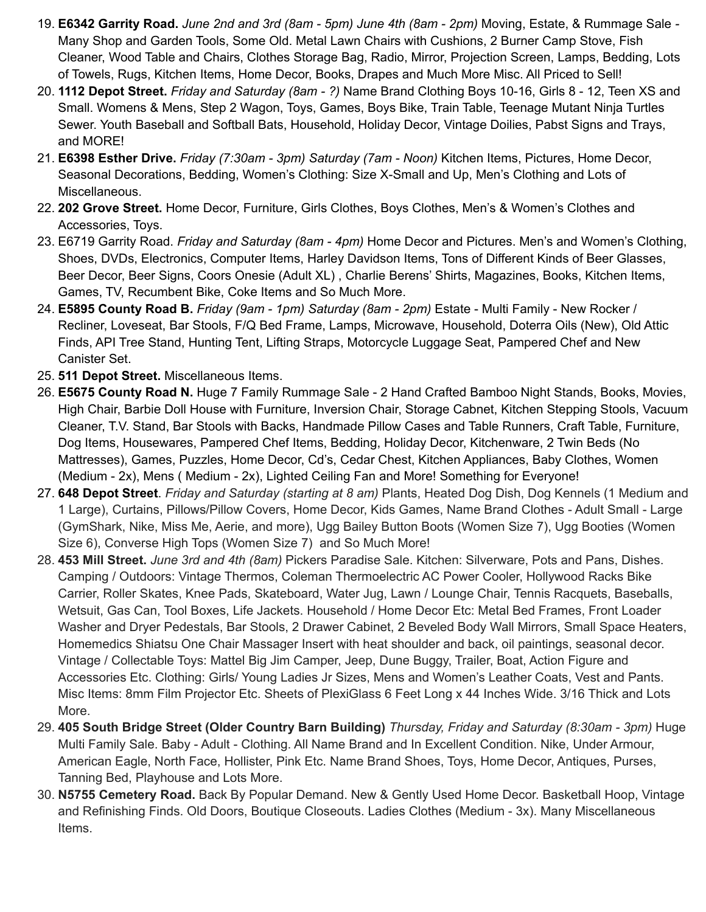19. **E6342 Garrity Road.** *June 2nd and 3rd (8am - 5pm) June 4th (8am - 2pm)* Moving, Estate, & Rummage Sale - Many Shop and Garden Tools, Some Old. Metal Lawn Chairs with Cushions, 2 Burner Camp Stove, Fish Cleaner, Wood Table and Chairs, Clothes Storage Bag, Radio, Mirror, Projection Screen, Lamps, Bedding, Lots of Towels, Rugs, Kitchen Items, Home Decor, Books, Drapes and Much More Misc. All Priced to Sell!
20. **1112 Depot Street.** *Friday and Saturday (8am - ?)* Name Brand Clothing Boys 10-16, Girls 8 - 12, Teen XS and Small. Womens & Mens, Step 2 Wagon, Toys, Games, Boys Bike, Train Table, Teenage Mutant Ninja Turtles Sewer. Youth Baseball and Softball Bats, Household, Holiday Decor, Vintage Doilies, Pabst Signs and Trays, and MORE!
21. **E6398 Esther Drive.** *Friday (7:30am - 3pm) Saturday (7am - Noon)* Kitchen Items, Pictures, Home Decor, Seasonal Decorations, Bedding, Women's Clothing: Size X-Small and Up, Men's Clothing and Lots of Miscellaneous.
22. **202 Grove Street.** Home Decor, Furniture, Girls Clothes, Boys Clothes, Men's & Women's Clothes and Accessories, Toys.
23. E6719 Garrity Road. *Friday and Saturday (8am - 4pm)* Home Decor and Pictures. Men's and Women's Clothing, Shoes, DVDs, Electronics, Computer Items, Harley Davidson Items, Tons of Different Kinds of Beer Glasses, Beer Decor, Beer Signs, Coors Onesie (Adult XL) , Charlie Berens' Shirts, Magazines, Books, Kitchen Items, Games, TV, Recumbent Bike, Coke Items and So Much More.
24. **E5895 County Road B.** *Friday (9am - 1pm) Saturday (8am - 2pm)* Estate - Multi Family - New Rocker / Recliner, Loveseat, Bar Stools, F/Q Bed Frame, Lamps, Microwave, Household, Doterra Oils (New), Old Attic Finds, API Tree Stand, Hunting Tent, Lifting Straps, Motorcycle Luggage Seat, Pampered Chef and New Canister Set.
25. **511 Depot Street.** Miscellaneous Items.
26. **E5675 County Road N.** Huge 7 Family Rummage Sale - 2 Hand Crafted Bamboo Night Stands, Books, Movies, High Chair, Barbie Doll House with Furniture, Inversion Chair, Storage Cabnet, Kitchen Stepping Stools, Vacuum Cleaner, T.V. Stand, Bar Stools with Backs, Handmade Pillow Cases and Table Runners, Craft Table, Furniture, Dog Items, Housewares, Pampered Chef Items, Bedding, Holiday Decor, Kitchenware, 2 Twin Beds (No Mattresses), Games, Puzzles, Home Decor, Cd's, Cedar Chest, Kitchen Appliances, Baby Clothes, Women (Medium - 2x), Mens ( Medium - 2x), Lighted Ceiling Fan and More! Something for Everyone!
27. **648 Depot Street**. *Friday and Saturday (starting at 8 am)* Plants, Heated Dog Dish, Dog Kennels (1 Medium and 1 Large), Curtains, Pillows/Pillow Covers, Home Decor, Kids Games, Name Brand Clothes - Adult Small - Large (GymShark, Nike, Miss Me, Aerie, and more), Ugg Bailey Button Boots (Women Size 7), Ugg Booties (Women Size 6), Converse High Tops (Women Size 7) and So Much More!
28. **453 Mill Street.** *June 3rd and 4th (8am)* Pickers Paradise Sale. Kitchen: Silverware, Pots and Pans, Dishes. Camping / Outdoors: Vintage Thermos, Coleman Thermoelectric AC Power Cooler, Hollywood Racks Bike Carrier, Roller Skates, Knee Pads, Skateboard, Water Jug, Lawn / Lounge Chair, Tennis Racquets, Baseballs, Wetsuit, Gas Can, Tool Boxes, Life Jackets. Household / Home Decor Etc: Metal Bed Frames, Front Loader Washer and Dryer Pedestals, Bar Stools, 2 Drawer Cabinet, 2 Beveled Body Wall Mirrors, Small Space Heaters, Homemedics Shiatsu One Chair Massager Insert with heat shoulder and back, oil paintings, seasonal decor. Vintage / Collectable Toys: Mattel Big Jim Camper, Jeep, Dune Buggy, Trailer, Boat, Action Figure and Accessories Etc. Clothing: Girls/ Young Ladies Jr Sizes, Mens and Women's Leather Coats, Vest and Pants. Misc Items: 8mm Film Projector Etc. Sheets of PlexiGlass 6 Feet Long x 44 Inches Wide. 3/16 Thick and Lots More.
29. **405 South Bridge Street (Older Country Barn Building)** *Thursday, Friday and Saturday (8:30am - 3pm)* Huge Multi Family Sale. Baby - Adult - Clothing. All Name Brand and In Excellent Condition. Nike, Under Armour, American Eagle, North Face, Hollister, Pink Etc. Name Brand Shoes, Toys, Home Decor, Antiques, Purses, Tanning Bed, Playhouse and Lots More.
30. **N5755 Cemetery Road.** Back By Popular Demand. New & Gently Used Home Decor. Basketball Hoop, Vintage and Refinishing Finds. Old Doors, Boutique Closeouts. Ladies Clothes (Medium - 3x). Many Miscellaneous Items.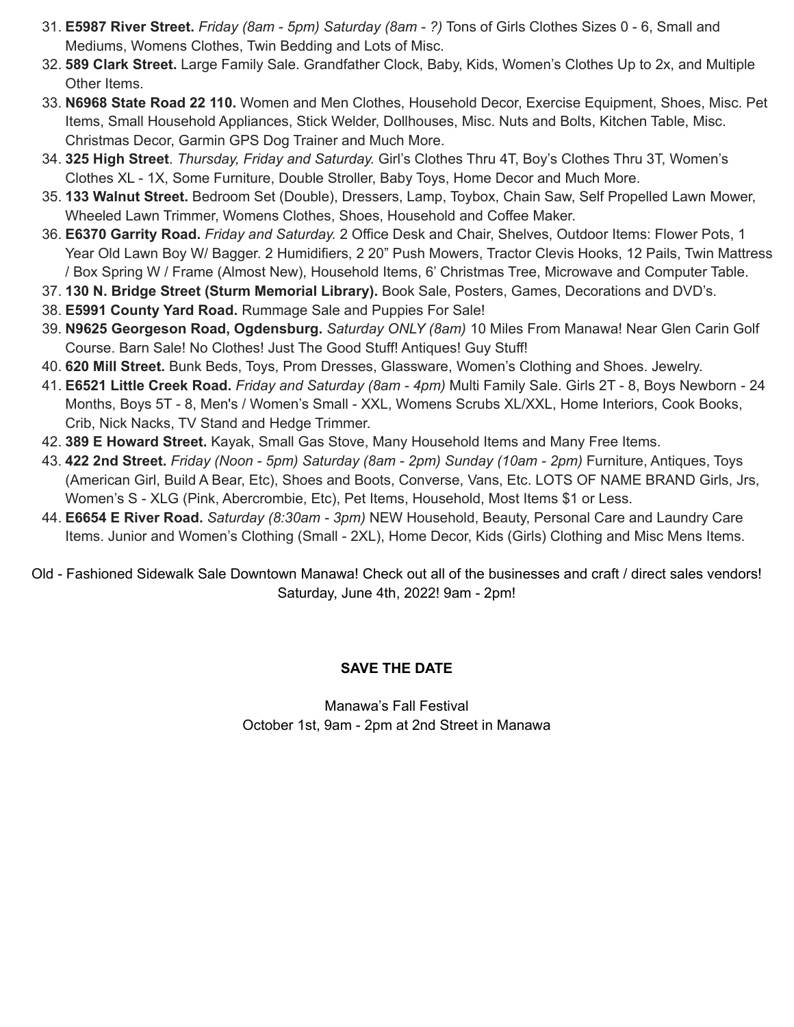31. **E5987 River Street.** *Friday (8am - 5pm) Saturday (8am - ?)* Tons of Girls Clothes Sizes 0 - 6, Small and Mediums, Womens Clothes, Twin Bedding and Lots of Misc.
32. **589 Clark Street.** Large Family Sale. Grandfather Clock, Baby, Kids, Women's Clothes Up to 2x, and Multiple Other Items.
33. **N6968 State Road 22 110.** Women and Men Clothes, Household Decor, Exercise Equipment, Shoes, Misc. Pet Items, Small Household Appliances, Stick Welder, Dollhouses, Misc. Nuts and Bolts, Kitchen Table, Misc. Christmas Decor, Garmin GPS Dog Trainer and Much More.
34. **325 High Street**. *Thursday, Friday and Saturday.* Girl's Clothes Thru 4T, Boy's Clothes Thru 3T, Women's Clothes XL - 1X, Some Furniture, Double Stroller, Baby Toys, Home Decor and Much More.
35. **133 Walnut Street.** Bedroom Set (Double), Dressers, Lamp, Toybox, Chain Saw, Self Propelled Lawn Mower, Wheeled Lawn Trimmer, Womens Clothes, Shoes, Household and Coffee Maker.
36. **E6370 Garrity Road.** *Friday and Saturday.* 2 Office Desk and Chair, Shelves, Outdoor Items: Flower Pots, 1 Year Old Lawn Boy W/ Bagger. 2 Humidifiers, 2 20" Push Mowers, Tractor Clevis Hooks, 12 Pails, Twin Mattress / Box Spring W / Frame (Almost New), Household Items, 6' Christmas Tree, Microwave and Computer Table.
37. **130 N. Bridge Street (Sturm Memorial Library).** Book Sale, Posters, Games, Decorations and DVD's.
38. **E5991 County Yard Road.** Rummage Sale and Puppies For Sale!
39. **N9625 Georgeson Road, Ogdensburg.** *Saturday ONLY (8am)* 10 Miles From Manawa! Near Glen Carin Golf Course. Barn Sale! No Clothes! Just The Good Stuff! Antiques! Guy Stuff!
40. **620 Mill Street.** Bunk Beds, Toys, Prom Dresses, Glassware, Women's Clothing and Shoes. Jewelry.
41. **E6521 Little Creek Road.** *Friday and Saturday (8am - 4pm)* Multi Family Sale. Girls 2T - 8, Boys Newborn - 24 Months, Boys 5T - 8, Men's / Women's Small - XXL, Womens Scrubs XL/XXL, Home Interiors, Cook Books, Crib, Nick Nacks, TV Stand and Hedge Trimmer.
42. **389 E Howard Street.** Kayak, Small Gas Stove, Many Household Items and Many Free Items.
43. **422 2nd Street.** *Friday (Noon - 5pm) Saturday (8am - 2pm) Sunday (10am - 2pm)* Furniture, Antiques, Toys (American Girl, Build A Bear, Etc), Shoes and Boots, Converse, Vans, Etc. LOTS OF NAME BRAND Girls, Jrs, Women's S - XLG (Pink, Abercrombie, Etc), Pet Items, Household, Most Items $1 or Less.
44. **E6654 E River Road.** *Saturday (8:30am - 3pm)* NEW Household, Beauty, Personal Care and Laundry Care Items. Junior and Women's Clothing (Small - 2XL), Home Decor, Kids (Girls) Clothing and Misc Mens Items.

Old - Fashioned Sidewalk Sale Downtown Manawa! Check out all of the businesses and craft / direct sales vendors! Saturday, June 4th, 2022! 9am - 2pm!

**SAVE THE DATE**

Manawa's Fall Festival
October 1st, 9am - 2pm at 2nd Street in Manawa